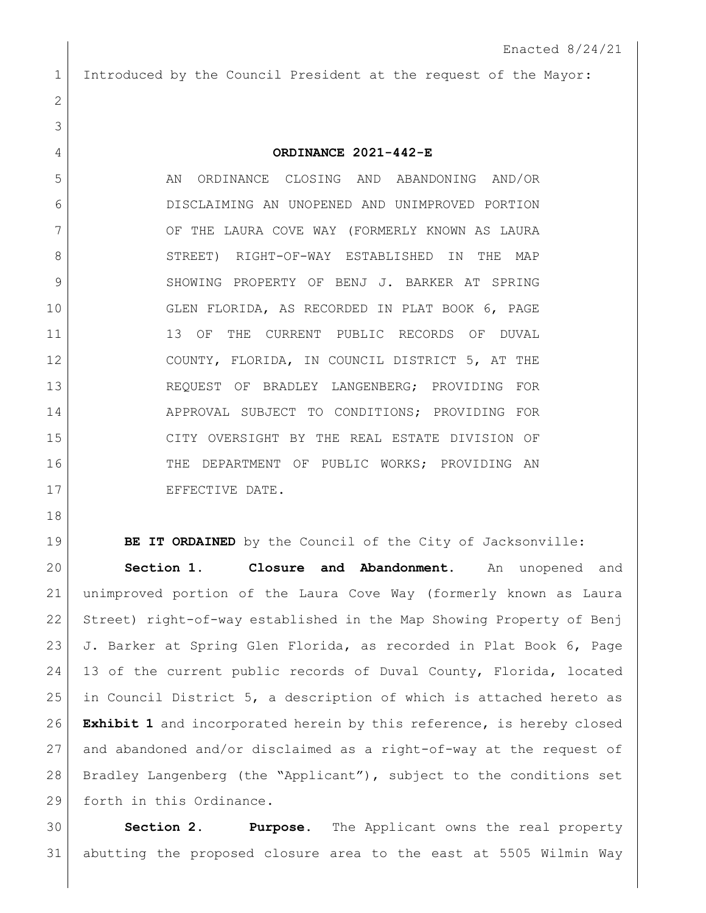Enacted 8/24/21

Introduced by the Council President at the request of the Mayor:

**ORDINANCE 2021-442-E**

AN ORDINANCE CLOSING AND ABANDONING AND/OR DISCLAIMING AN UNOPENED AND UNIMPROVED PORTION OF THE LAURA COVE WAY (FORMERLY KNOWN AS LAURA STREET) RIGHT-OF-WAY ESTABLISHED IN THE MAP SHOWING PROPERTY OF BENJ J. BARKER AT SPRING GLEN FLORIDA, AS RECORDED IN PLAT BOOK 6, PAGE 13 OF THE CURRENT PUBLIC RECORDS OF DUVAL COUNTY, FLORIDA, IN COUNCIL DISTRICT 5, AT THE REQUEST OF BRADLEY LANGENBERG; PROVIDING FOR APPROVAL SUBJECT TO CONDITIONS; PROVIDING FOR CITY OVERSIGHT BY THE REAL ESTATE DIVISION OF THE DEPARTMENT OF PUBLIC WORKS; PROVIDING AN EFFECTIVE DATE.

**BE IT ORDAINED** by the Council of the City of Jacksonville:

**Section 1. Closure and Abandonment.** An unopened and unimproved portion of the Laura Cove Way (formerly known as Laura Street) right-of-way established in the Map Showing Property of Benj J. Barker at Spring Glen Florida, as recorded in Plat Book 6, Page 13 of the current public records of Duval County, Florida, located in Council District 5, a description of which is attached hereto as **Exhibit 1** and incorporated herein by this reference, is hereby closed and abandoned and/or disclaimed as a right-of-way at the request of Bradley Langenberg (the "Applicant"), subject to the conditions set forth in this Ordinance.

**Section 2. Purpose.** The Applicant owns the real property abutting the proposed closure area to the east at 5505 Wilmin Way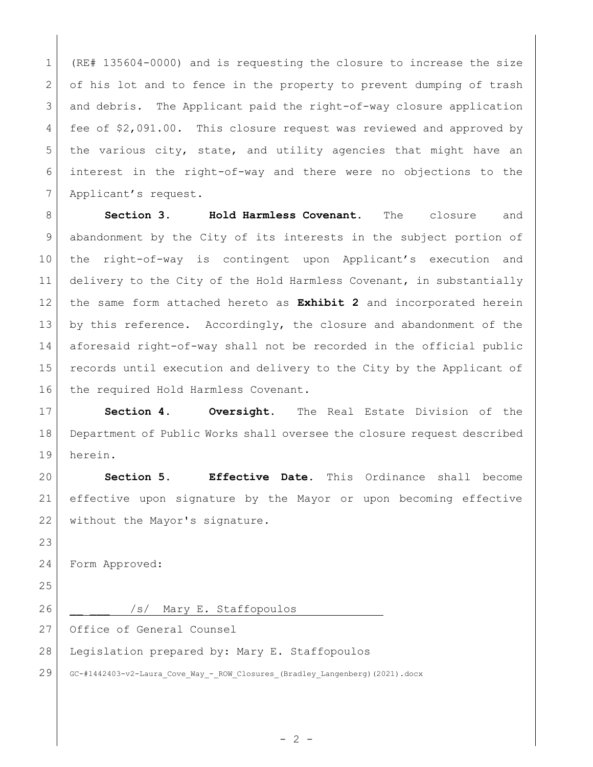(RE# 135604-0000) and is requesting the closure to increase the size of his lot and to fence in the property to prevent dumping of trash and debris. The Applicant paid the right-of-way closure application fee of $2,091.00. This closure request was reviewed and approved by the various city, state, and utility agencies that might have an interest in the right-of-way and there were no objections to the Applicant's request.

**Section 3. Hold Harmless Covenant.** The closure and abandonment by the City of its interests in the subject portion of the right-of-way is contingent upon Applicant's execution and delivery to the City of the Hold Harmless Covenant, in substantially the same form attached hereto as **Exhibit 2** and incorporated herein by this reference. Accordingly, the closure and abandonment of the aforesaid right-of-way shall not be recorded in the official public records until execution and delivery to the City by the Applicant of the required Hold Harmless Covenant.

**Section 4. Oversight.** The Real Estate Division of the Department of Public Works shall oversee the closure request described herein.

**Section 5. Effective Date.** This Ordinance shall become effective upon signature by the Mayor or upon becoming effective without the Mayor's signature.

Form Approved:

/s/ Mary E. Staffopoulos

Office of General Counsel

Legislation prepared by: Mary E. Staffopoulos

GC-#1442403-v2-Laura_Cove_Way_-_ROW_Closures_(Bradley_Langenberg)(2021).docx